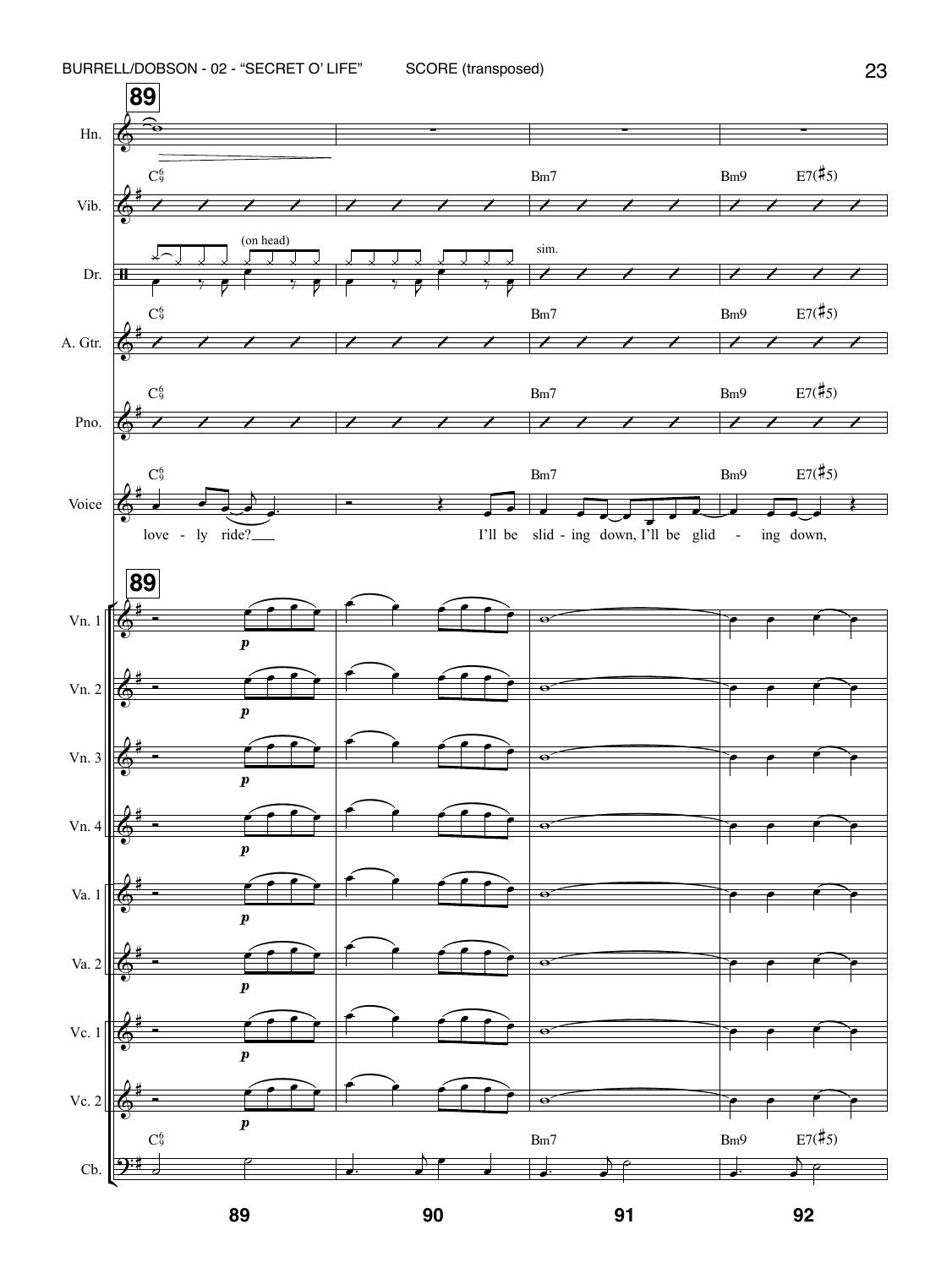**89**

Hn.

Vib. — C6/9 | | Bm7 | Bm9 E7(♯5)

Dr. — (on head) | | sim. |

A. Gtr. — C6/9 | | Bm7 | Bm9 E7(♯5)

Pno. — C6/9 | | Bm7 | Bm9 E7(♯5)

Voice — C6/9 | | Bm7 | Bm9 E7(♯5)

love - ly ride? I'll be slid - ing down, I'll be glid - ing down,

**89**

Vn. 1 — *p*

Vn. 2 — *p*

Vn. 3 — *p*

Vn. 4 — *p*

Va. 1 — *p*

Va. 2 — *p*

Vc. 1 — *p*

Vc. 2 — *p*

Cb. — C6/9 | | Bm7 | Bm9 E7(♯5)

89 90 91 92